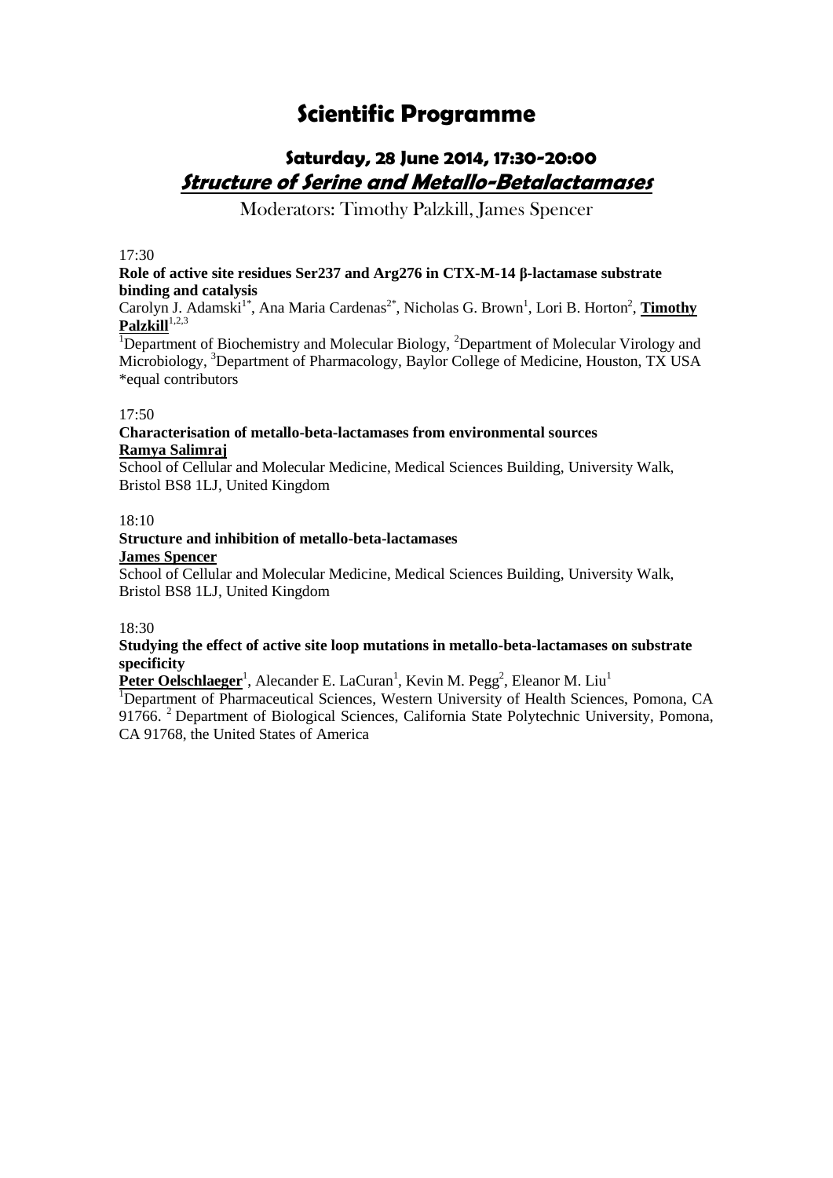# Scientific Programme

## Saturday, 28 June 2014, 17:30-20:00

## ***Structure of Serine and Metallo-Betalactamases***

Moderators: Timothy Palzkill, James Spencer

17:30

**Role of active site residues Ser237 and Arg276 in CTX-M-14 β-lactamase substrate binding and catalysis**

Carolyn J. Adamski[1*], Ana Maria Cardenas[2*], Nicholas G. Brown[1], Lori B. Horton[2], **Timothy Palzkill**[1,2,3]

[1]Department of Biochemistry and Molecular Biology, [2]Department of Molecular Virology and Microbiology, [3]Department of Pharmacology, Baylor College of Medicine, Houston, TX USA
*equal contributors

17:50

**Characterisation of metallo-beta-lactamases from environmental sources**

**Ramya Salimraj**

School of Cellular and Molecular Medicine, Medical Sciences Building, University Walk, Bristol BS8 1LJ, United Kingdom

18:10

**Structure and inhibition of metallo-beta-lactamases**

**James Spencer**

School of Cellular and Molecular Medicine, Medical Sciences Building, University Walk, Bristol BS8 1LJ, United Kingdom

18:30

**Studying the effect of active site loop mutations in metallo-beta-lactamases on substrate specificity**

**Peter Oelschlaeger**[1], Alecander E. LaCuran[1], Kevin M. Pegg[2], Eleanor M. Liu[1]

[1]Department of Pharmaceutical Sciences, Western University of Health Sciences, Pomona, CA 91766. [2] Department of Biological Sciences, California State Polytechnic University, Pomona, CA 91768, the United States of America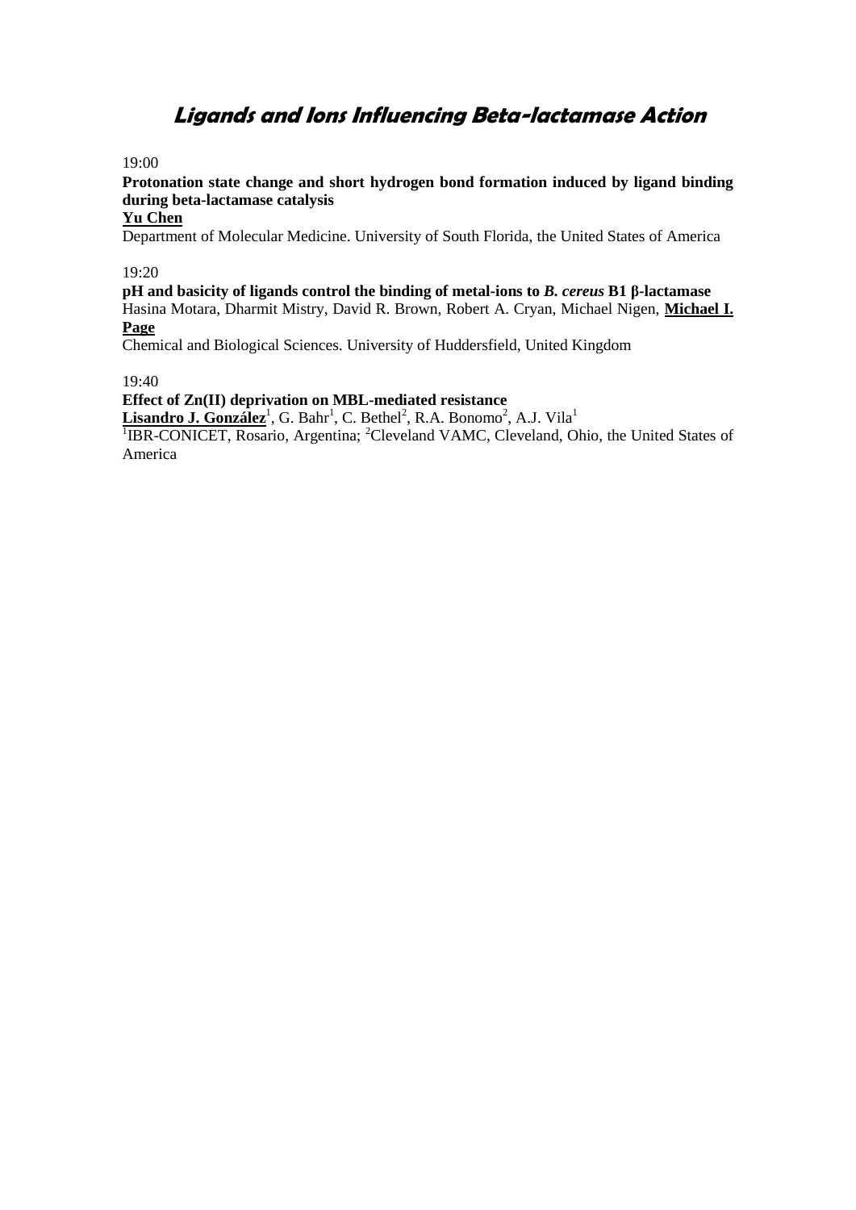# *Ligands and Ions Influencing Beta-lactamase Action*

19:00

**Protonation state change and short hydrogen bond formation induced by ligand binding during beta-lactamase catalysis**

**Yu Chen**

Department of Molecular Medicine. University of South Florida, the United States of America

19:20

**pH and basicity of ligands control the binding of metal-ions to *B. cereus* B1 β-lactamase**

Hasina Motara, Dharmit Mistry, David R. Brown, Robert A. Cryan, Michael Nigen, **Michael I. Page**

Chemical and Biological Sciences. University of Huddersfield, United Kingdom

19:40

**Effect of Zn(II) deprivation on MBL-mediated resistance**

**Lisandro J. González**[1], G. Bahr[1], C. Bethel[2], R.A. Bonomo[2], A.J. Vila[1]

[1]IBR-CONICET, Rosario, Argentina; [2]Cleveland VAMC, Cleveland, Ohio, the United States of America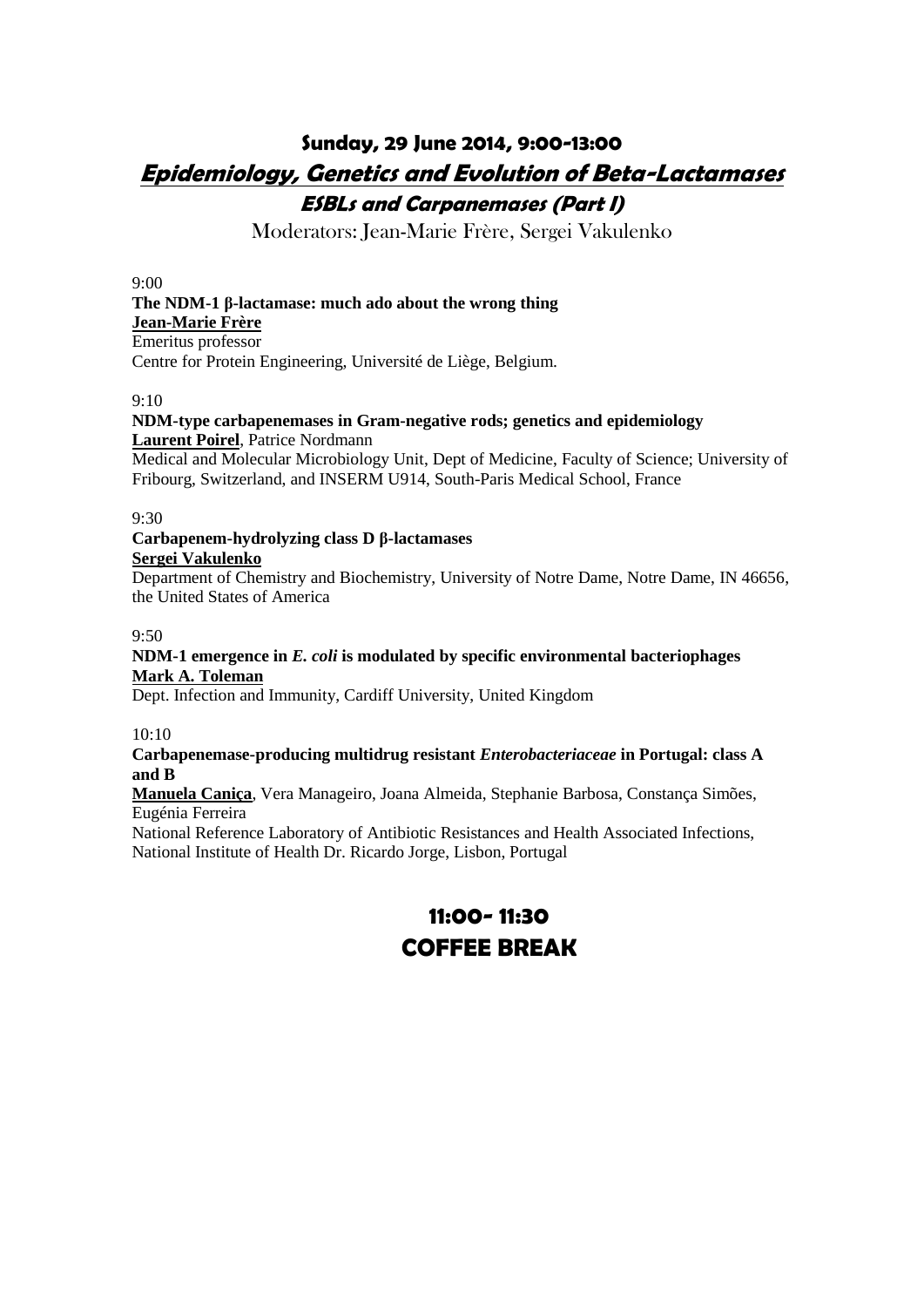## Sunday, 29 June 2014, 9:00-13:00

## ***Epidemiology, Genetics and Evolution of Beta-Lactamases***

### ***ESBLs and Carpanemases (Part I)***

Moderators: Jean-Marie Frère, Sergei Vakulenko

9:00

**The NDM-1 β-lactamase: much ado about the wrong thing**
**Jean-Marie Frère**
Emeritus professor
Centre for Protein Engineering, Université de Liège, Belgium.

9:10

**NDM-type carbapenemases in Gram-negative rods; genetics and epidemiology**
**Laurent Poirel**, Patrice Nordmann
Medical and Molecular Microbiology Unit, Dept of Medicine, Faculty of Science; University of Fribourg, Switzerland, and INSERM U914, South-Paris Medical School, France

9:30

**Carbapenem-hydrolyzing class D β-lactamases**
**Sergei Vakulenko**
Department of Chemistry and Biochemistry, University of Notre Dame, Notre Dame, IN 46656, the United States of America

9:50

**NDM-1 emergence in *E. coli* is modulated by specific environmental bacteriophages**
**Mark A. Toleman**
Dept. Infection and Immunity, Cardiff University, United Kingdom

10:10

**Carbapenemase-producing multidrug resistant *Enterobacteriaceae* in Portugal: class A and B**
**Manuela Caniça**, Vera Manageiro, Joana Almeida, Stephanie Barbosa, Constança Simões, Eugénia Ferreira
National Reference Laboratory of Antibiotic Resistances and Health Associated Infections, National Institute of Health Dr. Ricardo Jorge, Lisbon, Portugal

## 11:00- 11:30
## COFFEE BREAK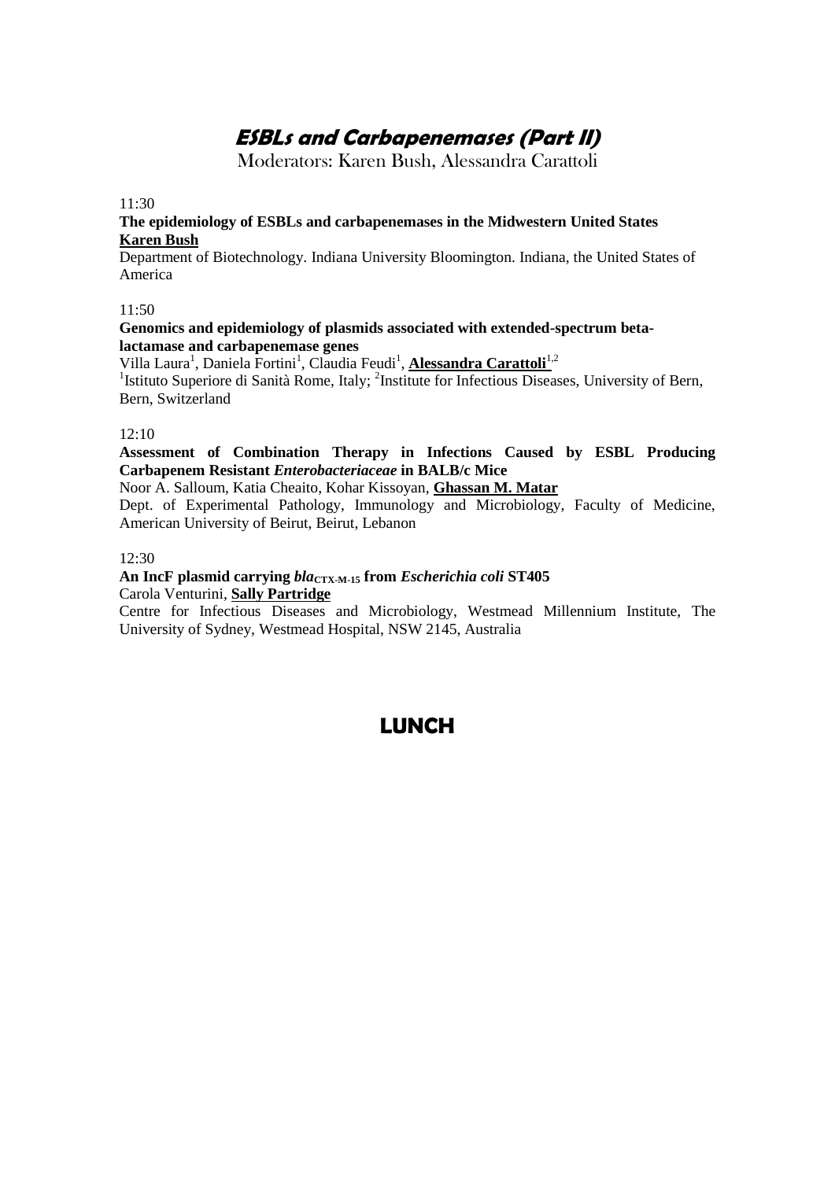# *ESBLs and Carbapenemases (Part II)*

Moderators: Karen Bush, Alessandra Carattoli

11:30

**The epidemiology of ESBLs and carbapenemases in the Midwestern United States**
**Karen Bush**

Department of Biotechnology. Indiana University Bloomington. Indiana, the United States of America

11:50

**Genomics and epidemiology of plasmids associated with extended-spectrum beta-lactamase and carbapenemase genes**

Villa Laura[1], Daniela Fortini[1], Claudia Feudi[1], **Alessandra Carattoli**[1,2]

[1]Istituto Superiore di Sanità Rome, Italy; [2]Institute for Infectious Diseases, University of Bern, Bern, Switzerland

12:10

**Assessment of Combination Therapy in Infections Caused by ESBL Producing Carbapenem Resistant *Enterobacteriaceae* in BALB/c Mice**

Noor A. Salloum, Katia Cheaito, Kohar Kissoyan, **Ghassan M. Matar**

Dept. of Experimental Pathology, Immunology and Microbiology, Faculty of Medicine, American University of Beirut, Beirut, Lebanon

12:30

**An IncF plasmid carrying $bla_{CTX\text{-}M\text{-}15}$ from *Escherichia coli* ST405**

Carola Venturini, **Sally Partridge**

Centre for Infectious Diseases and Microbiology, Westmead Millennium Institute, The University of Sydney, Westmead Hospital, NSW 2145, Australia

# LUNCH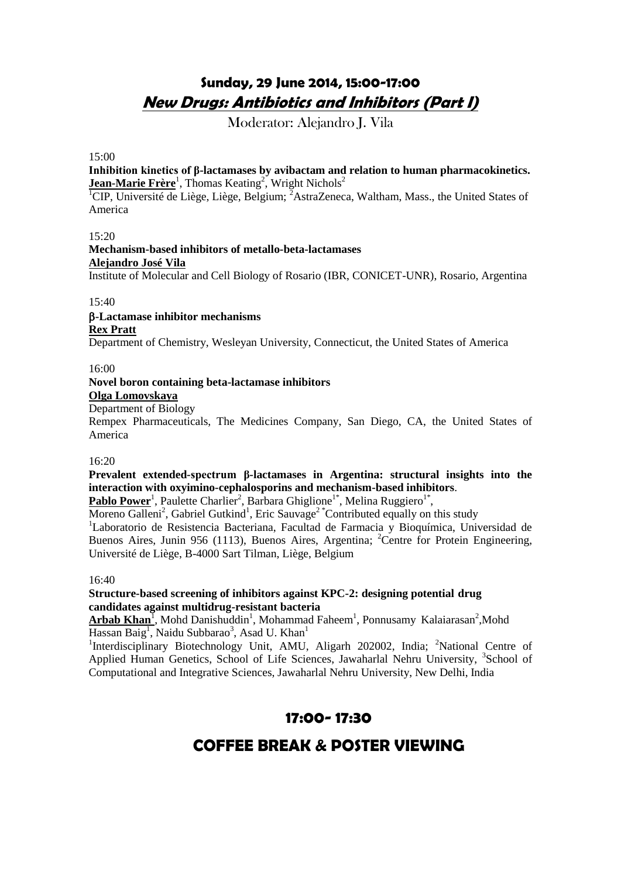# Sunday, 29 June 2014, 15:00-17:00

## New Drugs: Antibiotics and Inhibitors (Part I)

Moderator: Alejandro J. Vila

15:00

**Inhibition kinetics of β-lactamases by avibactam and relation to human pharmacokinetics.**
**Jean-Marie Frère**[1], Thomas Keating[2], Wright Nichols[2]
[1]CIP, Université de Liège, Liège, Belgium; [2]AstraZeneca, Waltham, Mass., the United States of America

15:20

**Mechanism-based inhibitors of metallo-beta-lactamases**
**Alejandro José Vila**
Institute of Molecular and Cell Biology of Rosario (IBR, CONICET-UNR), Rosario, Argentina

15:40

**β-Lactamase inhibitor mechanisms**
**Rex Pratt**
Department of Chemistry, Wesleyan University, Connecticut, the United States of America

16:00

**Novel boron containing beta-lactamase inhibitors**
**Olga Lomovskaya**
Department of Biology
Rempex Pharmaceuticals, The Medicines Company, San Diego, CA, the United States of America

16:20

**Prevalent extended-spectrum β-lactamases in Argentina: structural insights into the interaction with oxyimino-cephalosporins and mechanism-based inhibitors**.
**Pablo Power**[1], Paulette Charlier[2], Barbara Ghiglione[1*], Melina Ruggiero[1*], Moreno Galleni[2], Gabriel Gutkind[1], Eric Sauvage[2] *Contributed equally on this study
[1]Laboratorio de Resistencia Bacteriana, Facultad de Farmacia y Bioquímica, Universidad de Buenos Aires, Junin 956 (1113), Buenos Aires, Argentina; [2]Centre for Protein Engineering, Université de Liège, B-4000 Sart Tilman, Liège, Belgium

16:40

**Structure-based screening of inhibitors against KPC-2: designing potential drug candidates against multidrug-resistant bacteria**
**Arbab Khan**[1], Mohd Danishuddin[1], Mohammad Faheem[1], Ponnusamy Kalaiarasan[2], Mohd Hassan Baig[1], Naidu Subbarao[3], Asad U. Khan[1]
[1]Interdisciplinary Biotechnology Unit, AMU, Aligarh 202002, India; [2]National Centre of Applied Human Genetics, School of Life Sciences, Jawaharlal Nehru University, [3]School of Computational and Integrative Sciences, Jawaharlal Nehru University, New Delhi, India

## 17:00- 17:30

## COFFEE BREAK & POSTER VIEWING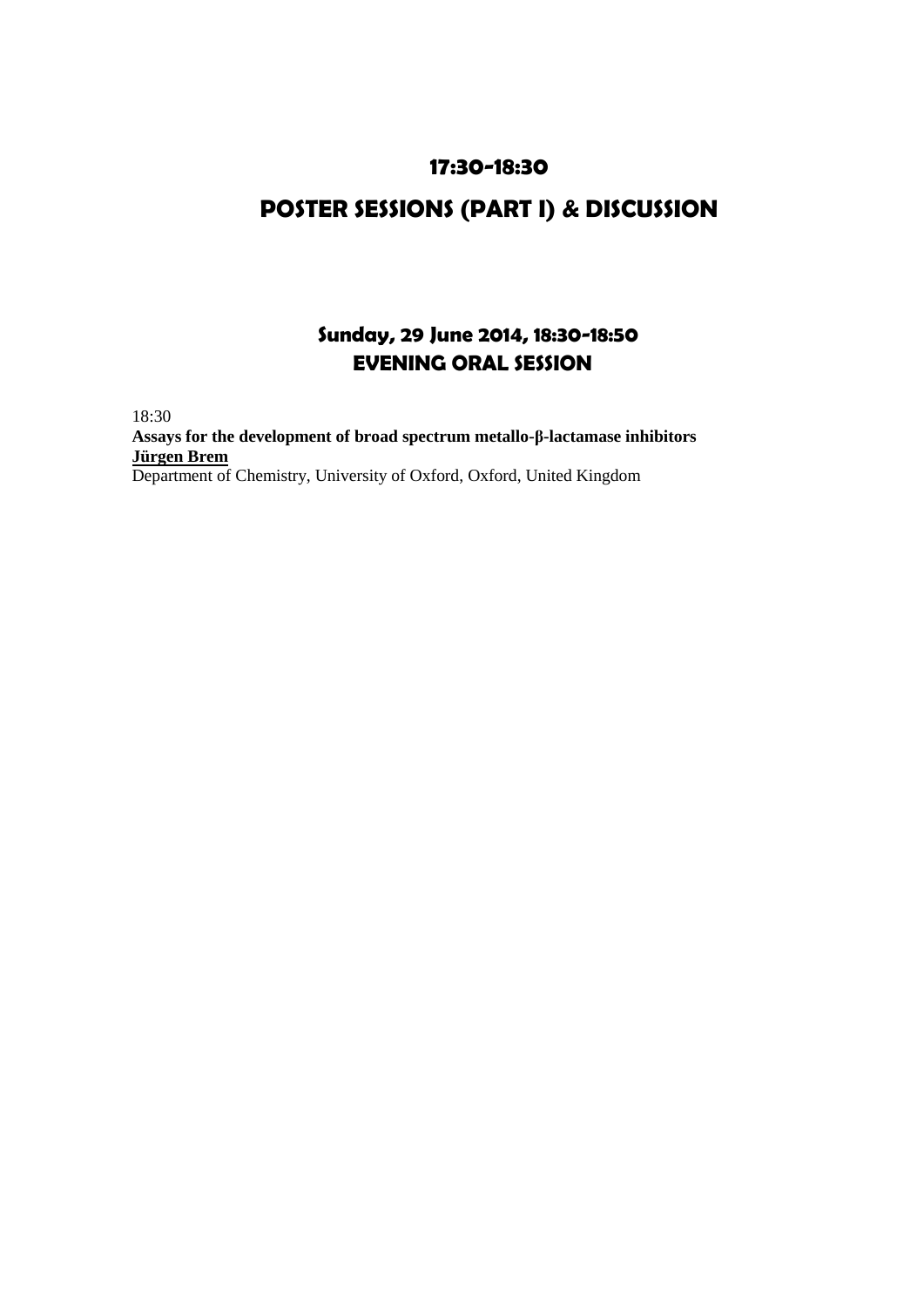## 17:30-18:30

## POSTER SESSIONS (PART I) & DISCUSSION

### Sunday, 29 June 2014, 18:30-18:50
### EVENING ORAL SESSION

18:30

**Assays for the development of broad spectrum metallo-β-lactamase inhibitors**

**Jürgen Brem**

Department of Chemistry, University of Oxford, Oxford, United Kingdom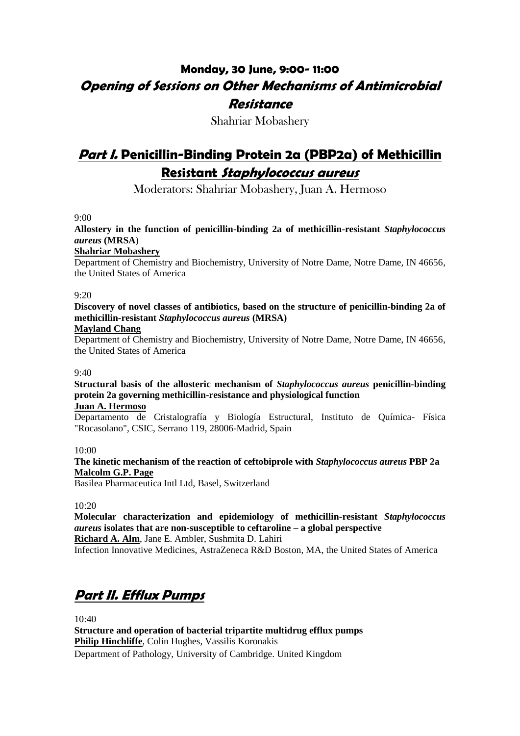## Monday, 30 June, 9:00- 11:00

## *Opening of Sessions on Other Mechanisms of Antimicrobial Resistance*

Shahriar Mobashery

## ***Part I.*** **Penicillin-Binding Protein 2a (PBP2a) of Methicillin Resistant *Staphylococcus aureus***

Moderators: Shahriar Mobashery, Juan A. Hermoso

9:00

**Allostery in the function of penicillin-binding 2a of methicillin-resistant *Staphylococcus aureus* (MRSA)**

**Shahriar Mobashery**

Department of Chemistry and Biochemistry, University of Notre Dame, Notre Dame, IN 46656, the United States of America

9:20

**Discovery of novel classes of antibiotics, based on the structure of penicillin-binding 2a of methicillin-resistant *Staphylococcus aureus* (MRSA)**

**Mayland Chang**

Department of Chemistry and Biochemistry, University of Notre Dame, Notre Dame, IN 46656, the United States of America

9:40

**Structural basis of the allosteric mechanism of *Staphylococcus aureus* penicillin-binding protein 2a governing methicillin-resistance and physiological function**

**Juan A. Hermoso**

Departamento de Cristalografía y Biología Estructural, Instituto de Química- Física "Rocasolano", CSIC, Serrano 119, 28006-Madrid, Spain

10:00

**The kinetic mechanism of the reaction of ceftobiprole with *Staphylococcus aureus* PBP 2a**

**Malcolm G.P. Page**

Basilea Pharmaceutica Intl Ltd, Basel, Switzerland

10:20

**Molecular characterization and epidemiology of methicillin-resistant *Staphylococcus aureus* isolates that are non-susceptible to ceftaroline – a global perspective**

**Richard A. Alm**, Jane E. Ambler, Sushmita D. Lahiri

Infection Innovative Medicines, AstraZeneca R&D Boston, MA, the United States of America

## ***Part II. Efflux Pumps***

10:40

**Structure and operation of bacterial tripartite multidrug efflux pumps**

**Philip Hinchliffe**, Colin Hughes, Vassilis Koronakis

Department of Pathology, University of Cambridge. United Kingdom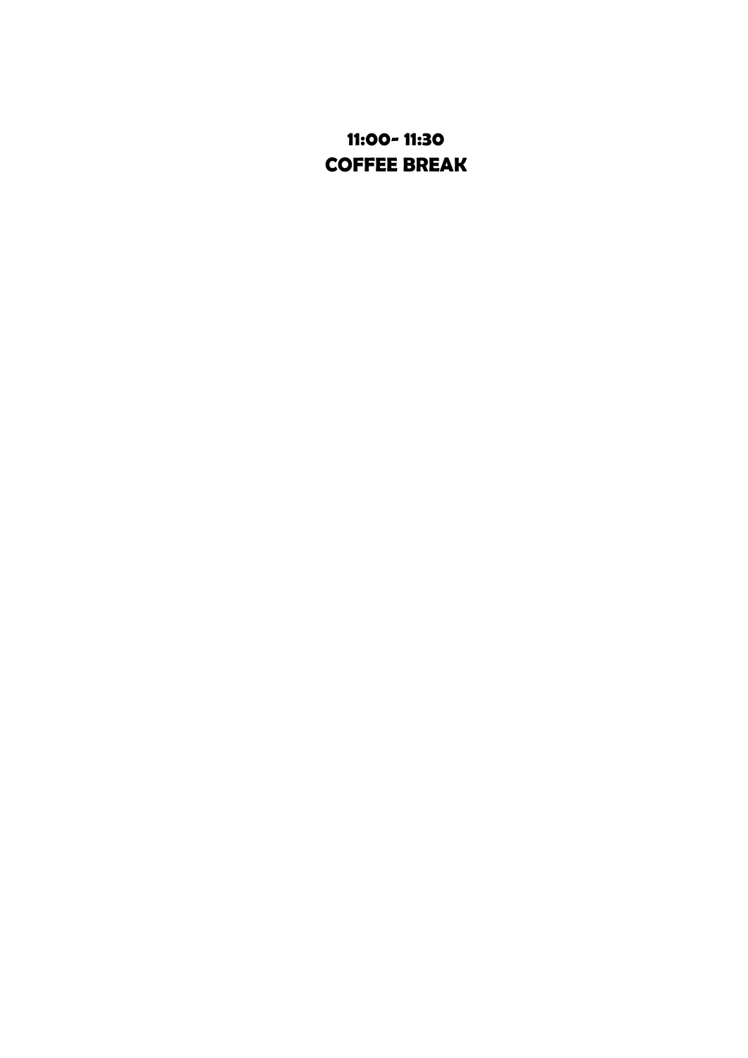**11:00- 11:30**

**COFFEE BREAK**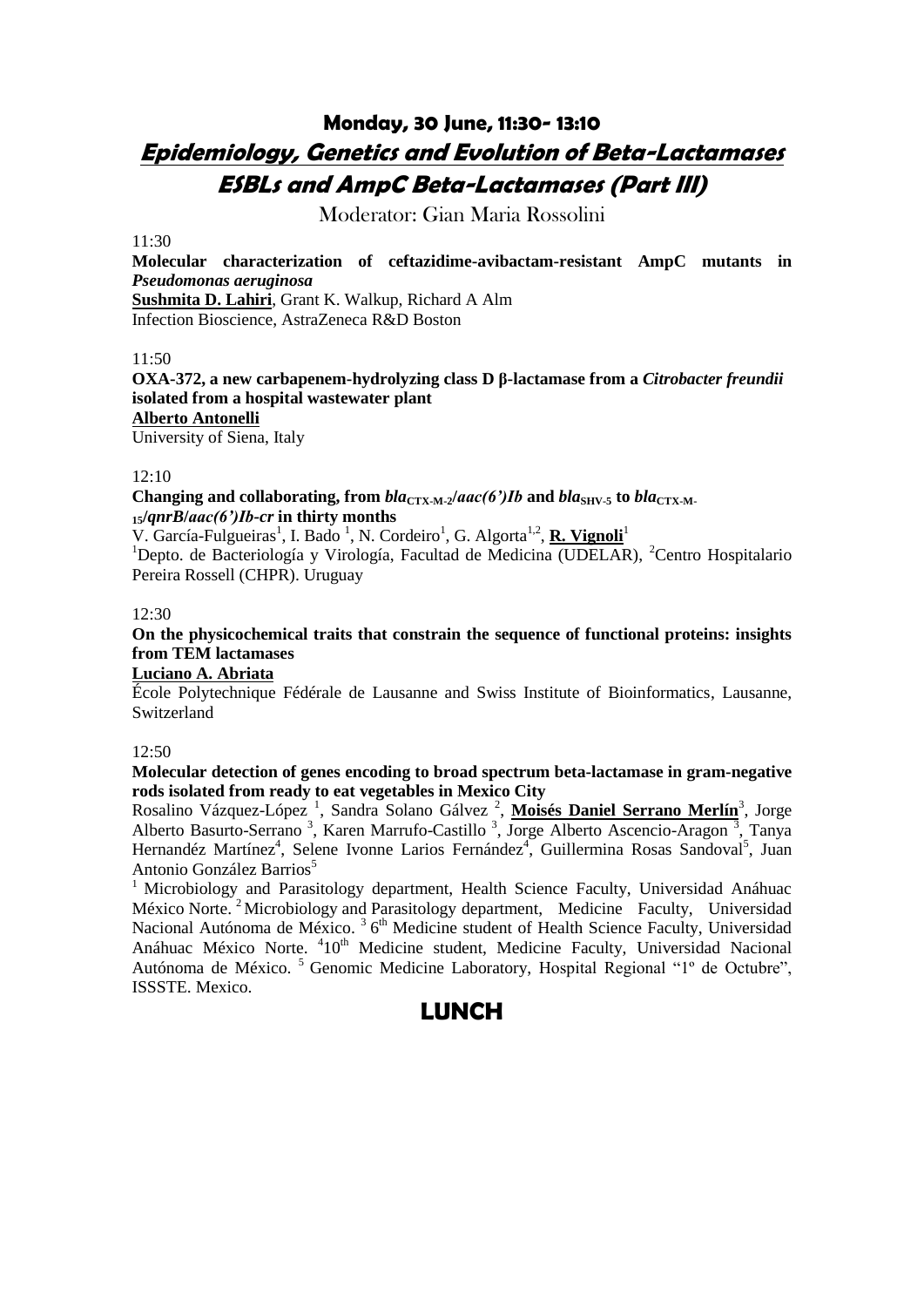## Monday, 30 June, 11:30- 13:10

# *Epidemiology, Genetics and Evolution of Beta-Lactamases*

# *ESBLs and AmpC Beta-Lactamases (Part III)*

Moderator: Gian Maria Rossolini

11:30

**Molecular characterization of ceftazidime-avibactam-resistant AmpC mutants in *Pseudomonas aeruginosa***

**Sushmita D. Lahiri**, Grant K. Walkup, Richard A Alm

Infection Bioscience, AstraZeneca R&D Boston

11:50

**OXA-372, a new carbapenem-hydrolyzing class D β-lactamase from a *Citrobacter freundii* isolated from a hospital wastewater plant**

**Alberto Antonelli**

University of Siena, Italy

12:10

**Changing and collaborating, from *bla*$_{CTX-M-2}$/*aac(6')Ib* and *bla*$_{SHV-5}$ to *bla*$_{CTX-M-15}$/*qnrB*/*aac(6')Ib-cr* in thirty months**

V. García-Fulgueiras[1], I. Bado [1], N. Cordeiro[1], G. Algorta[1,2], **R. Vignoli**[1]

[1]Depto. de Bacteriología y Virología, Facultad de Medicina (UDELAR), [2]Centro Hospitalario Pereira Rossell (CHPR). Uruguay

12:30

**On the physicochemical traits that constrain the sequence of functional proteins: insights from TEM lactamases**

**Luciano A. Abriata**

École Polytechnique Fédérale de Lausanne and Swiss Institute of Bioinformatics, Lausanne, Switzerland

12:50

**Molecular detection of genes encoding to broad spectrum beta-lactamase in gram-negative rods isolated from ready to eat vegetables in Mexico City**

Rosalino Vázquez-López [1], Sandra Solano Gálvez [2], **Moisés Daniel Serrano Merlín**[3], Jorge Alberto Basurto-Serrano [3], Karen Marrufo-Castillo [3], Jorge Alberto Ascencio-Aragon [3], Tanya Hernandéz Martínez[4], Selene Ivonne Larios Fernández[4], Guillermina Rosas Sandoval[5], Juan Antonio González Barrios[5]

[1] Microbiology and Parasitology department, Health Science Faculty, Universidad Anáhuac México Norte. [2] Microbiology and Parasitology department, Medicine Faculty, Universidad Nacional Autónoma de México. [3] 6th Medicine student of Health Science Faculty, Universidad Anáhuac México Norte. [4]10th Medicine student, Medicine Faculty, Universidad Nacional Autónoma de México. [5] Genomic Medicine Laboratory, Hospital Regional "1º de Octubre", ISSSTE. Mexico.

## LUNCH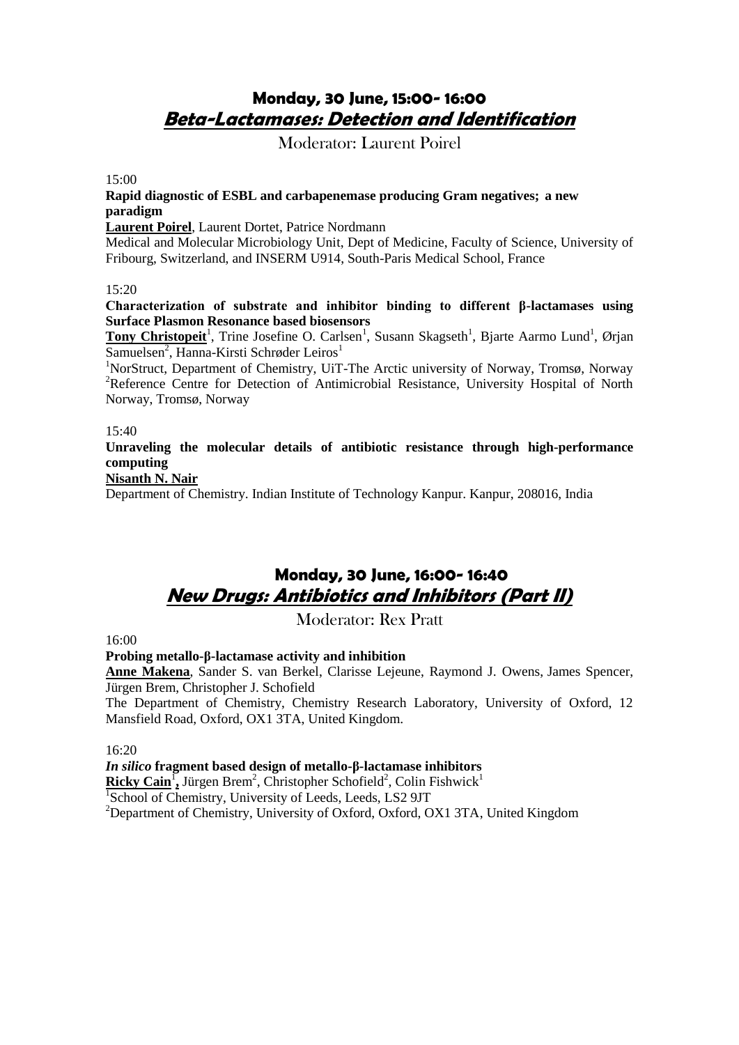## Monday, 30 June, 15:00- 16:00

## ***Beta-Lactamases: Detection and Identification***

Moderator: Laurent Poirel

15:00

**Rapid diagnostic of ESBL and carbapenemase producing Gram negatives; a new paradigm**

**Laurent Poirel**, Laurent Dortet, Patrice Nordmann

Medical and Molecular Microbiology Unit, Dept of Medicine, Faculty of Science, University of Fribourg, Switzerland, and INSERM U914, South-Paris Medical School, France

15:20

**Characterization of substrate and inhibitor binding to different β-lactamases using Surface Plasmon Resonance based biosensors**

**Tony Christopeit**[1], Trine Josefine O. Carlsen[1], Susann Skagseth[1], Bjarte Aarmo Lund[1], Ørjan Samuelsen[2], Hanna-Kirsti Schrøder Leiros[1]

[1]NorStruct, Department of Chemistry, UiT-The Arctic university of Norway, Tromsø, Norway
[2]Reference Centre for Detection of Antimicrobial Resistance, University Hospital of North Norway, Tromsø, Norway

15:40

**Unraveling the molecular details of antibiotic resistance through high-performance computing**

**Nisanth N. Nair**

Department of Chemistry. Indian Institute of Technology Kanpur. Kanpur, 208016, India

## Monday, 30 June, 16:00- 16:40

## ***New Drugs: Antibiotics and Inhibitors (Part II)***

Moderator: Rex Pratt

16:00

**Probing metallo-β-lactamase activity and inhibition**

**Anne Makena**, Sander S. van Berkel, Clarisse Lejeune, Raymond J. Owens, James Spencer, Jürgen Brem, Christopher J. Schofield

The Department of Chemistry, Chemistry Research Laboratory, University of Oxford, 12 Mansfield Road, Oxford, OX1 3TA, United Kingdom.

16:20

***In silico* fragment based design of metallo-β-lactamase inhibitors**

**Ricky Cain**[1]**,** Jürgen Brem[2], Christopher Schofield[2], Colin Fishwick[1]

[1]School of Chemistry, University of Leeds, Leeds, LS2 9JT
[2]Department of Chemistry, University of Oxford, Oxford, OX1 3TA, United Kingdom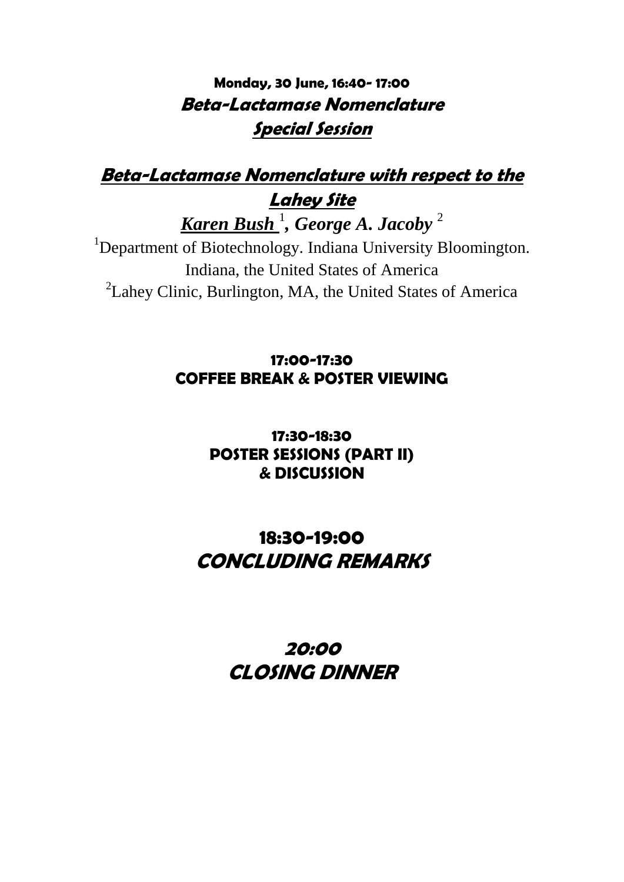**Monday, 30 June, 16:40- 17:00**

***Beta-Lactamase Nomenclature***

***Special Session***

## ***Beta-Lactamase Nomenclature with respect to the Lahey Site***

***Karen Bush*** [1]**, *George A. Jacoby*** [2]

[1]Department of Biotechnology. Indiana University Bloomington. Indiana, the United States of America

[2]Lahey Clinic, Burlington, MA, the United States of America

**17:00-17:30**
**COFFEE BREAK & POSTER VIEWING**

**17:30-18:30**
**POSTER SESSIONS (PART II)**
**& DISCUSSION**

## **18:30-19:00**
## ***CONCLUDING REMARKS***

## ***20:00***
## ***CLOSING DINNER***